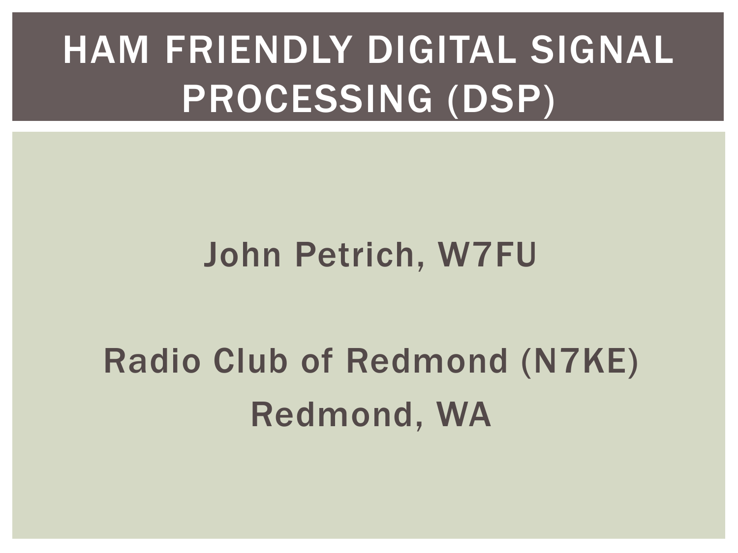# HAM FRIENDLY DIGITAL SIGNAL PROCESSING (DSP)

John Petrich, W7FU

Radio Club of Redmond (N7KE)
Redmond, WA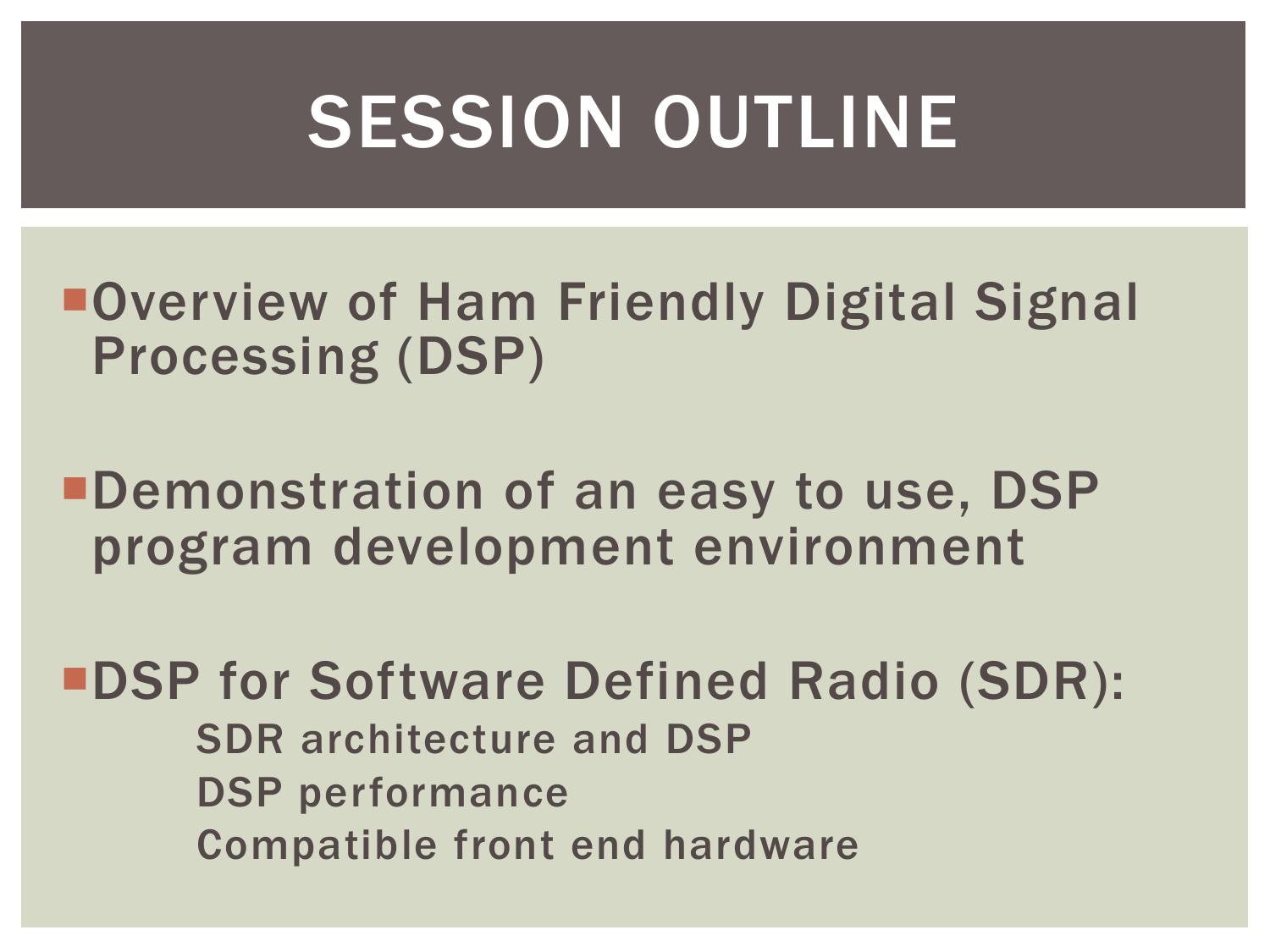# SESSION OUTLINE

- Overview of Ham Friendly Digital Signal Processing (DSP)

- Demonstration of an easy to use, DSP program development environment

- DSP for Software Defined Radio (SDR):
  - SDR architecture and DSP
  - DSP performance
  - Compatible front end hardware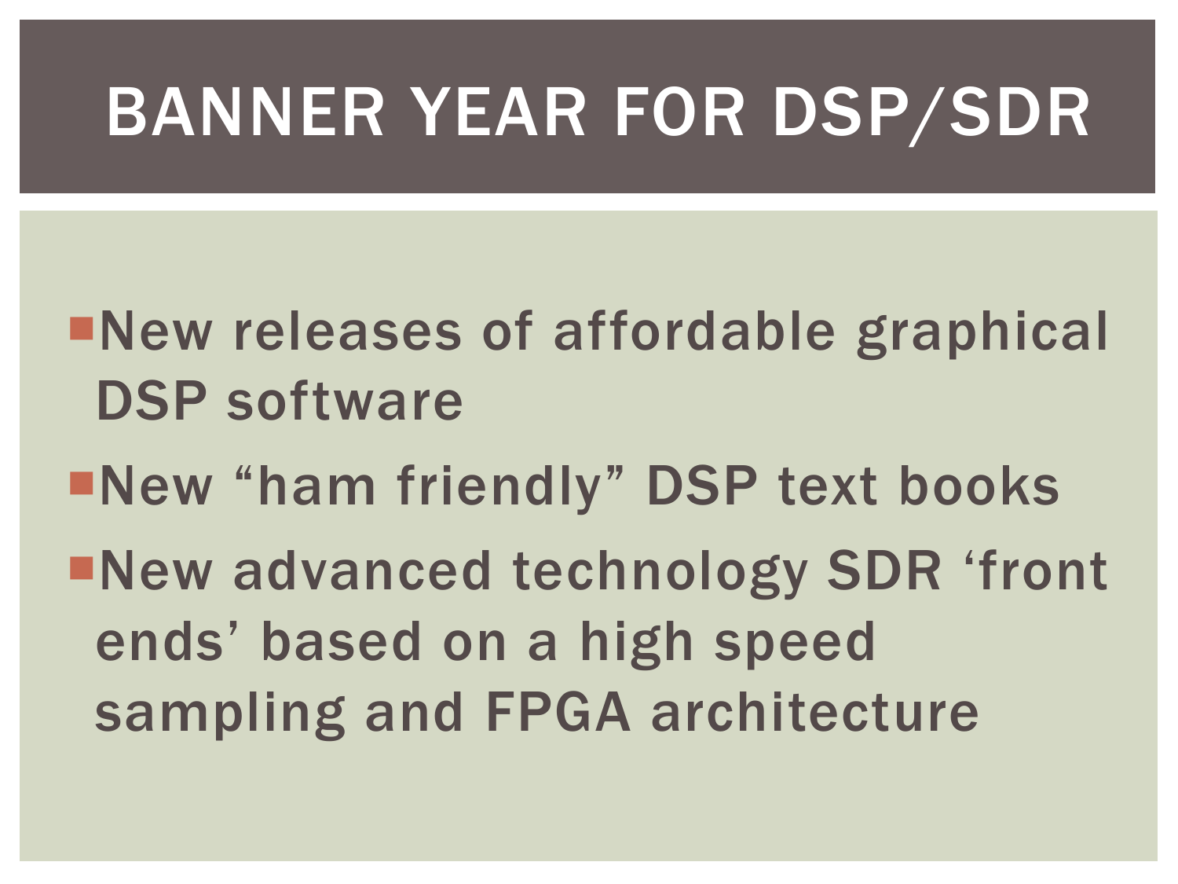# BANNER YEAR FOR DSP/SDR

- New releases of affordable graphical DSP software
- New "ham friendly" DSP text books
- New advanced technology SDR 'front ends' based on a high speed sampling and FPGA architecture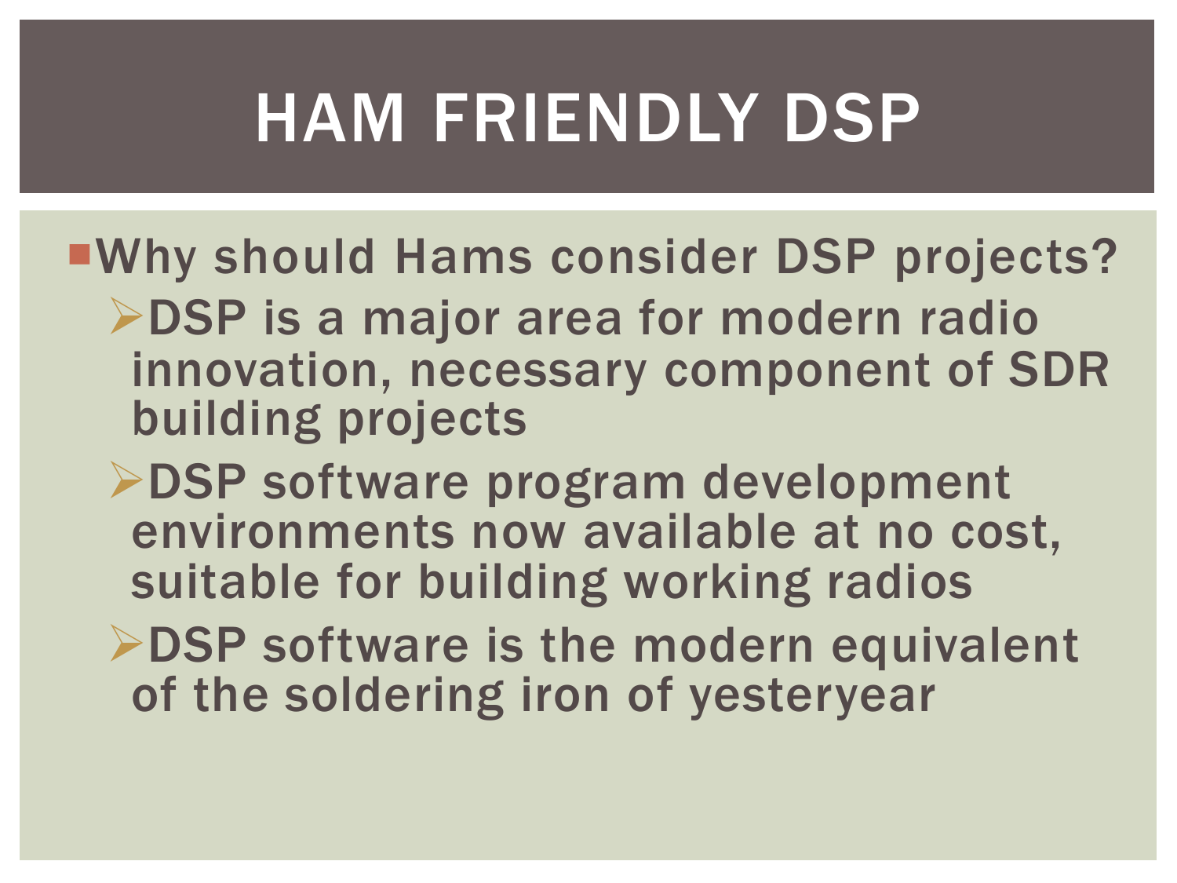# HAM FRIENDLY DSP

- Why should Hams consider DSP projects?
  - DSP is a major area for modern radio innovation, necessary component of SDR building projects
  - DSP software program development environments now available at no cost, suitable for building working radios
  - DSP software is the modern equivalent of the soldering iron of yesteryear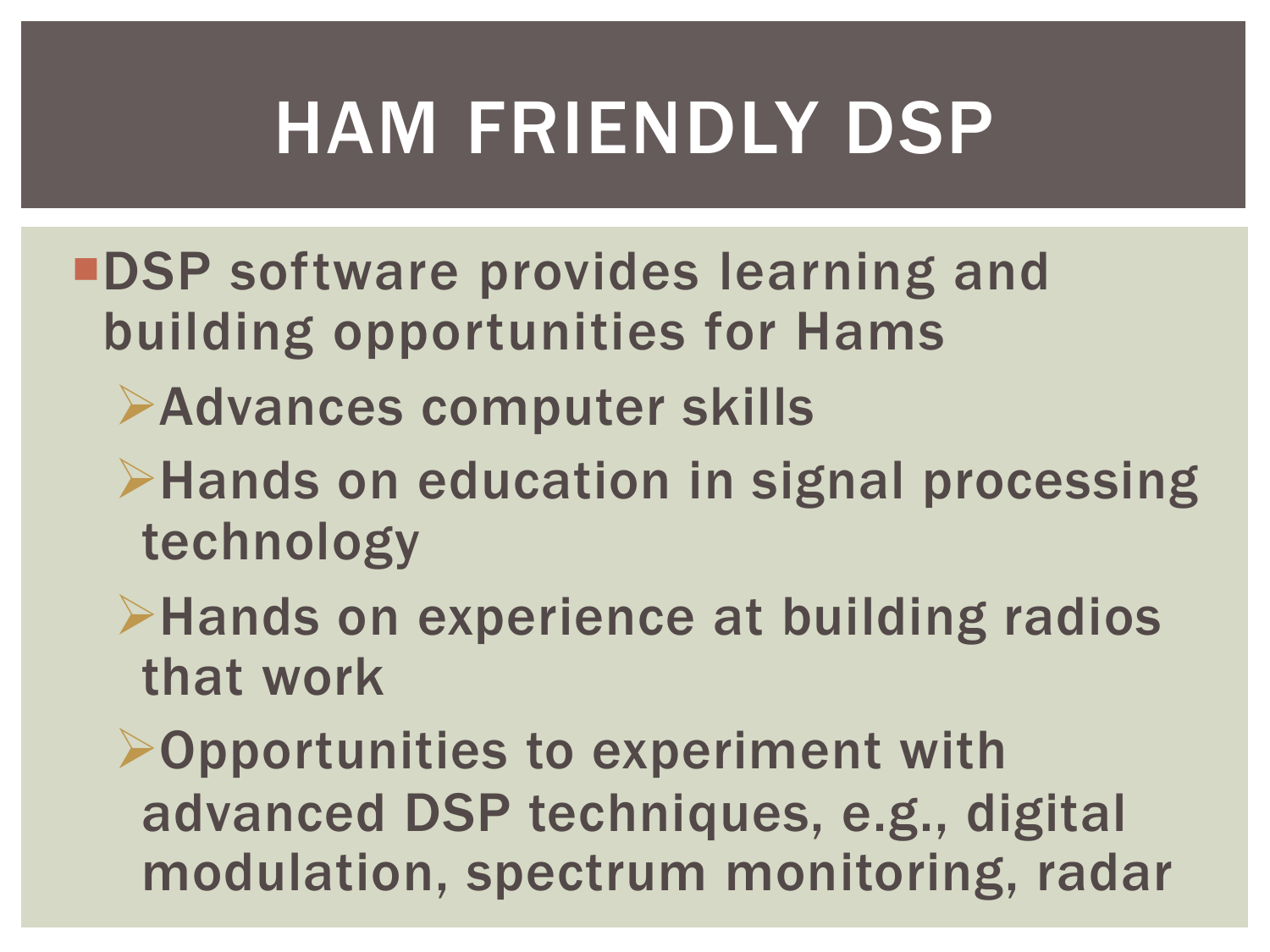# HAM FRIENDLY DSP

- DSP software provides learning and building opportunities for Hams
  - Advances computer skills
  - Hands on education in signal processing technology
  - Hands on experience at building radios that work
  - Opportunities to experiment with advanced DSP techniques, e.g., digital modulation, spectrum monitoring, radar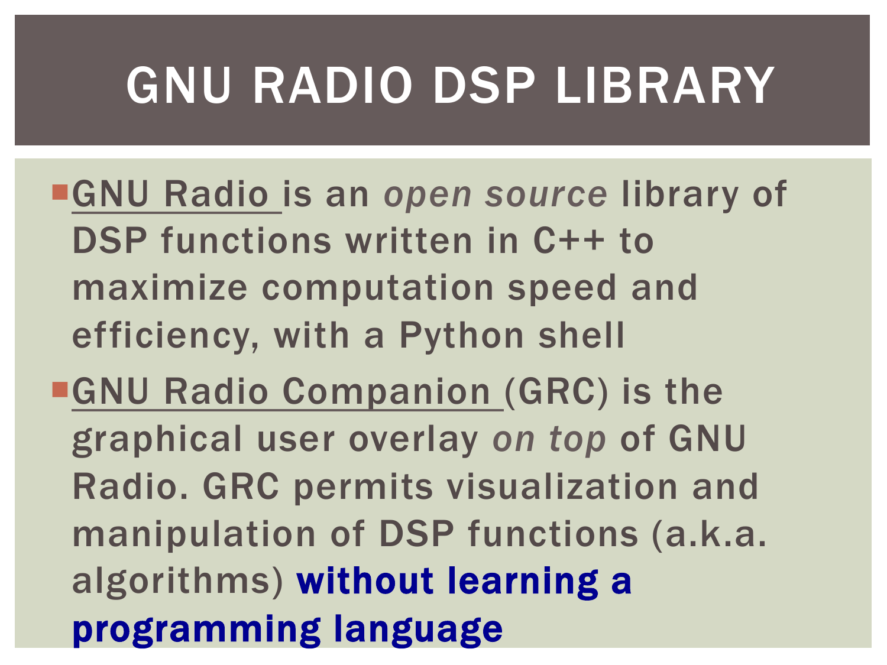# GNU RADIO DSP LIBRARY

- GNU Radio is an *open source* library of DSP functions written in C++ to maximize computation speed and efficiency, with a Python shell
- GNU Radio Companion (GRC) is the graphical user overlay *on top* of GNU Radio. GRC permits visualization and manipulation of DSP functions (a.k.a. algorithms) **without learning a programming language**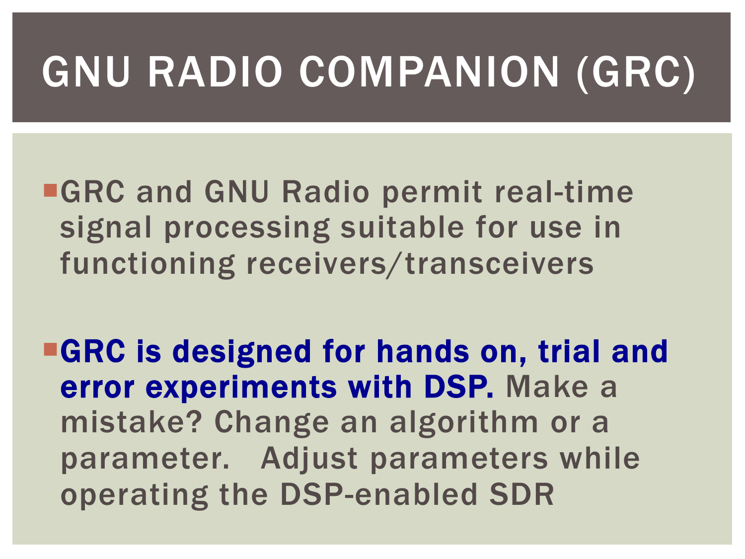# GNU RADIO COMPANION (GRC)

- GRC and GNU Radio permit real-time signal processing suitable for use in functioning receivers/transceivers

- **GRC is designed for hands on, trial and error experiments with DSP.** Make a mistake? Change an algorithm or a parameter.   Adjust parameters while operating the DSP-enabled SDR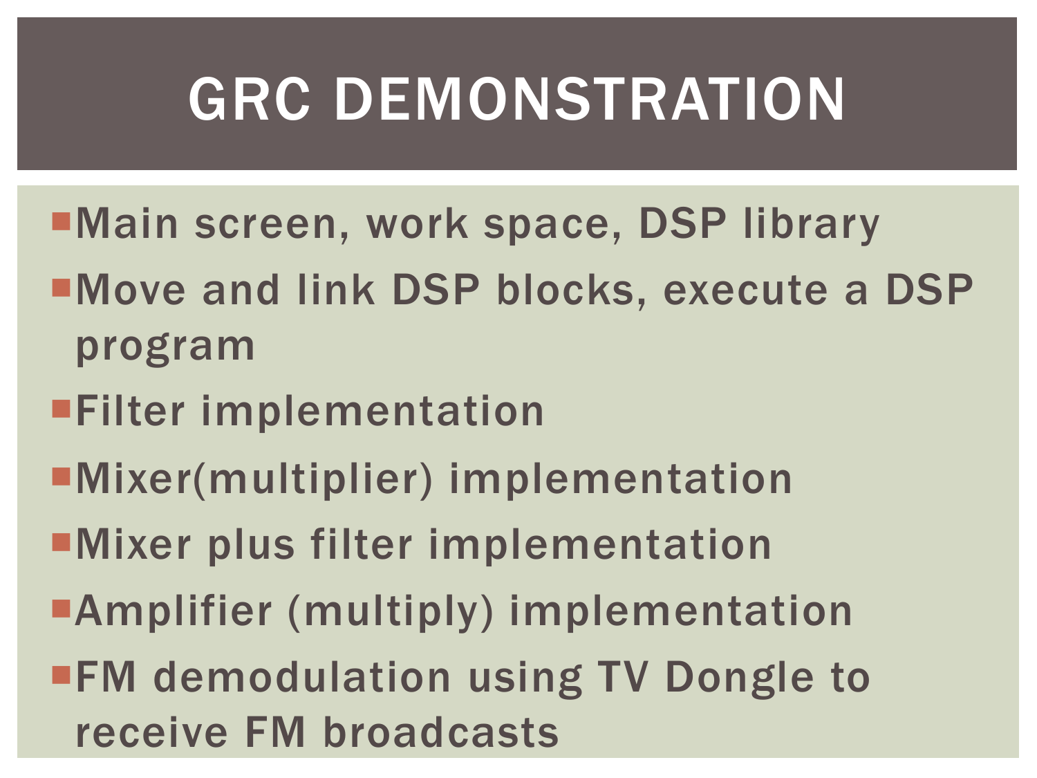# GRC DEMONSTRATION

- Main screen, work space, DSP library
- Move and link DSP blocks, execute a DSP program
- Filter implementation
- Mixer(multiplier) implementation
- Mixer plus filter implementation
- Amplifier (multiply) implementation
- FM demodulation using TV Dongle to receive FM broadcasts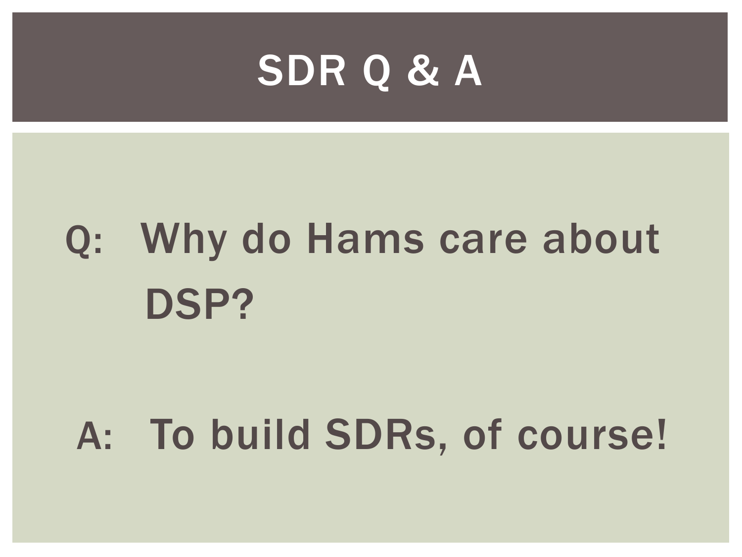# SDR Q & A

Q: Why do Hams care about DSP?

A: To build SDRs, of course!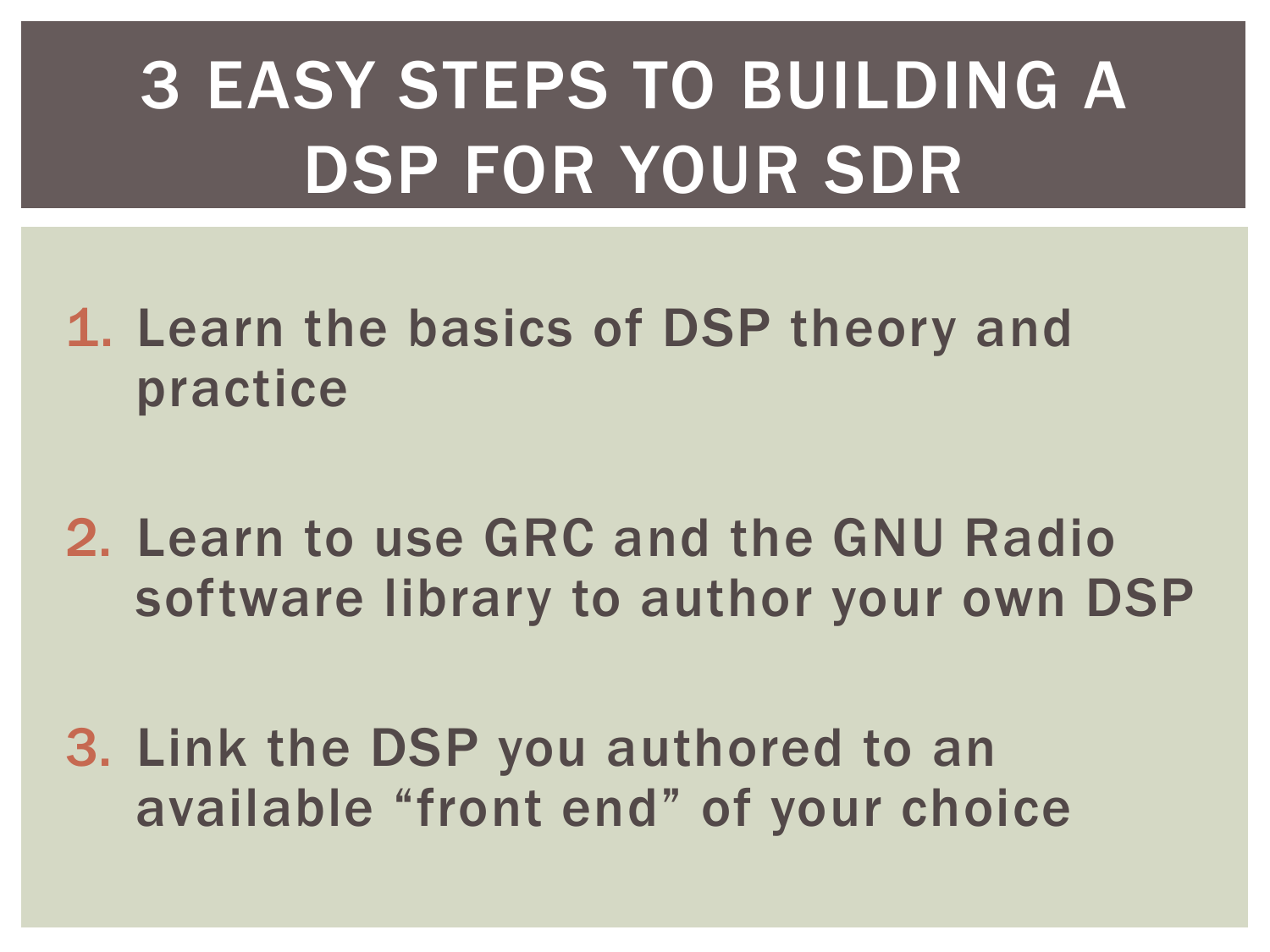# 3 EASY STEPS TO BUILDING A DSP FOR YOUR SDR

1. Learn the basics of DSP theory and practice
2. Learn to use GRC and the GNU Radio software library to author your own DSP
3. Link the DSP you authored to an available “front end” of your choice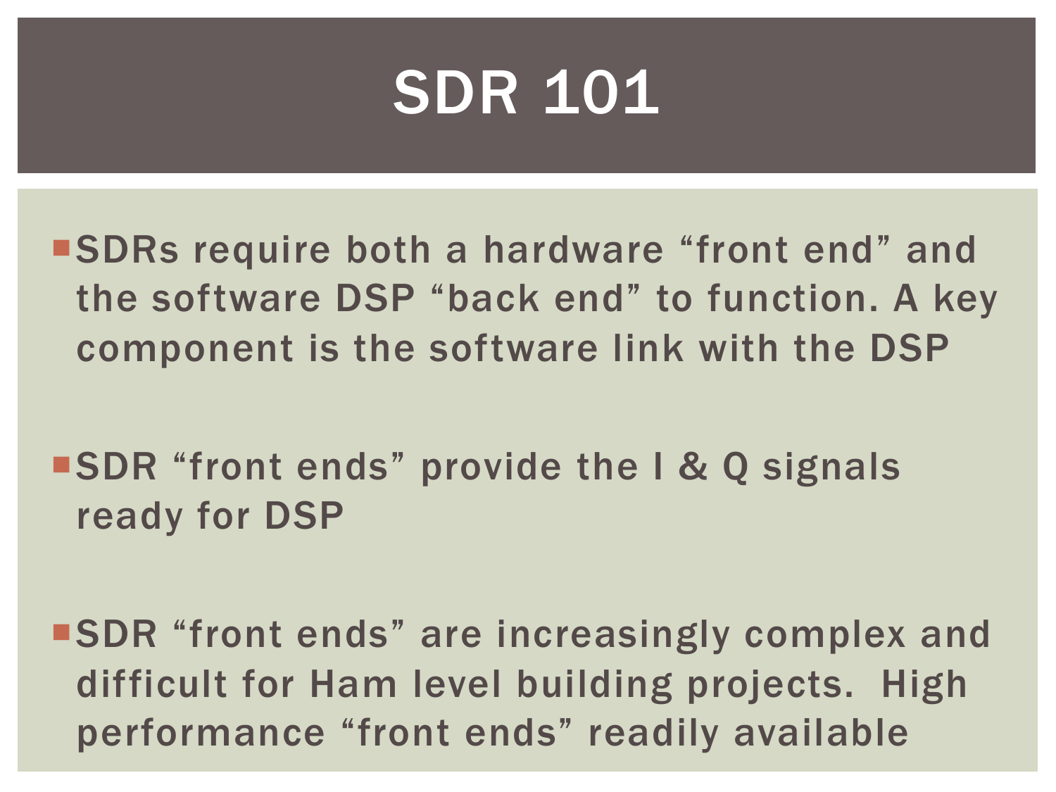# SDR 101

- SDRs require both a hardware “front end” and the software DSP “back end” to function. A key component is the software link with the DSP

- SDR “front ends” provide the I & Q signals ready for DSP

- SDR “front ends” are increasingly complex and difficult for Ham level building projects.  High performance “front ends” readily available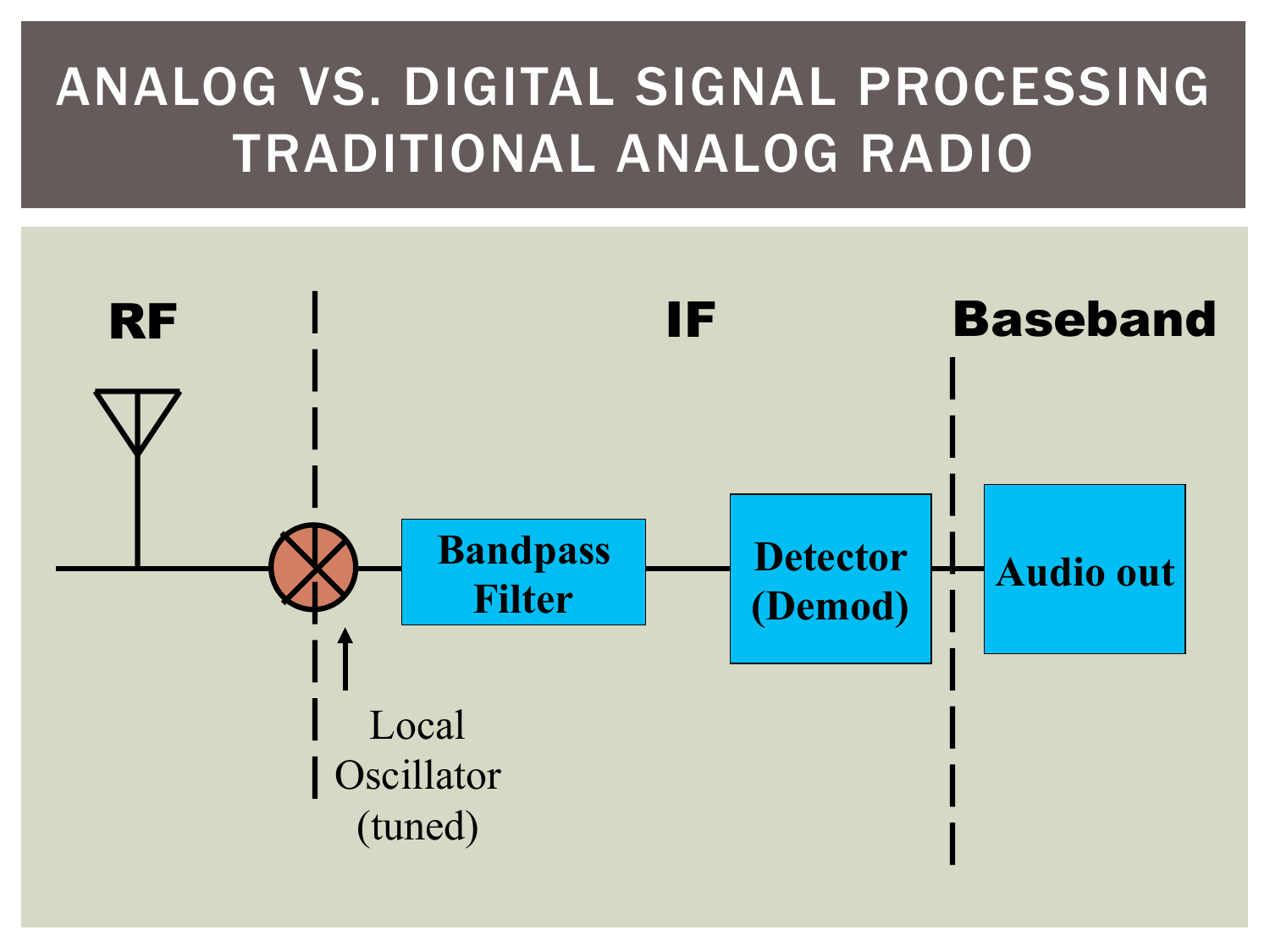# ANALOG VS. DIGITAL SIGNAL PROCESSING TRADITIONAL ANALOG RADIO

RF

IF

Baseband

Bandpass Filter

Detector (Demod)

Audio out

Local Oscillator (tuned)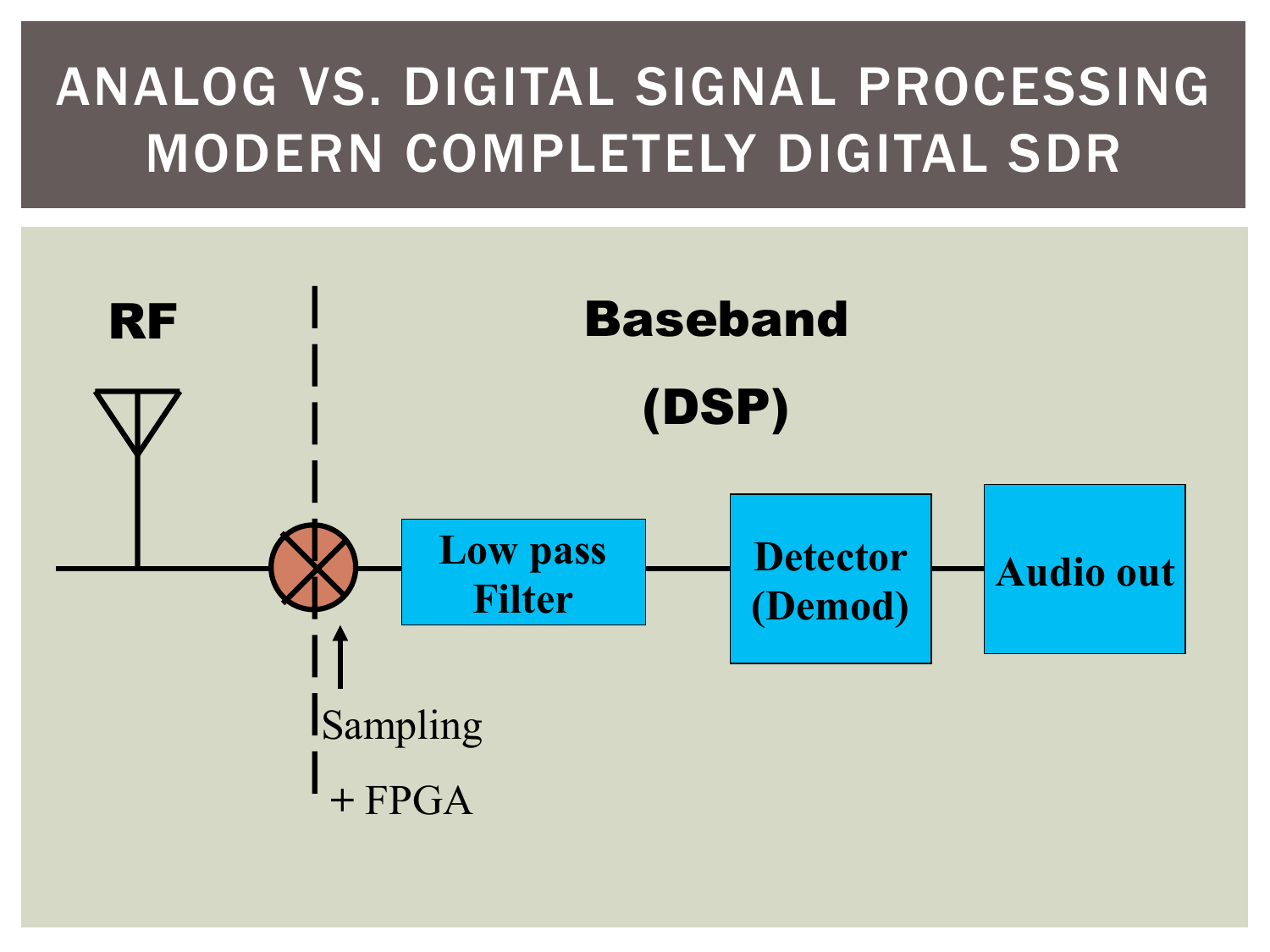# ANALOG VS. DIGITAL SIGNAL PROCESSING MODERN COMPLETELY DIGITAL SDR

RF

Baseband

(DSP)

Low pass Filter

Detector (Demod)

Audio out

Sampling

+ FPGA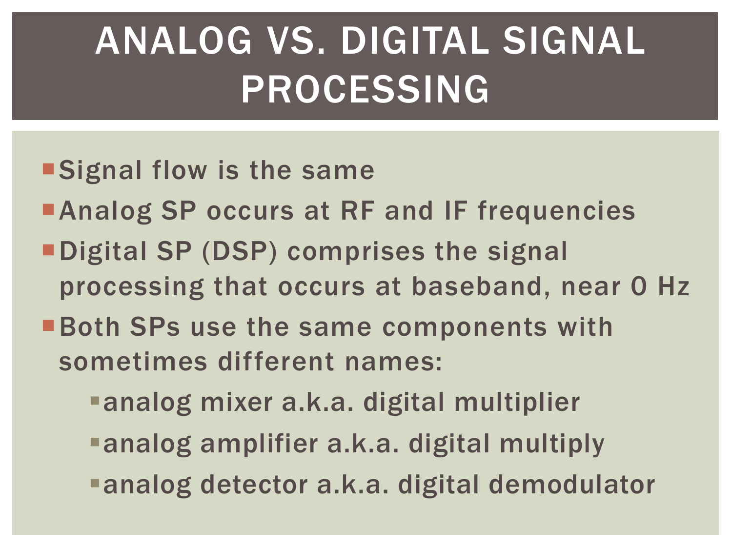# ANALOG VS. DIGITAL SIGNAL PROCESSING

- Signal flow is the same
- Analog SP occurs at RF and IF frequencies
- Digital SP (DSP) comprises the signal processing that occurs at baseband, near 0 Hz
- Both SPs use the same components with sometimes different names:
  - analog mixer a.k.a. digital multiplier
  - analog amplifier a.k.a. digital multiply
  - analog detector a.k.a. digital demodulator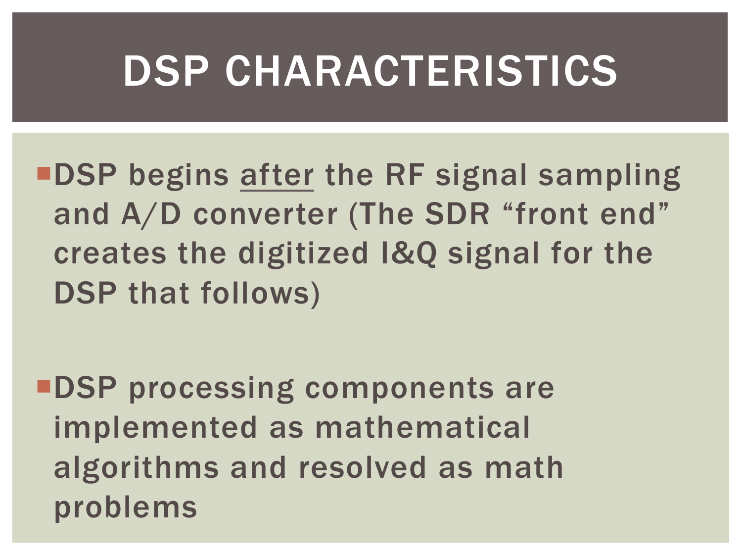# DSP CHARACTERISTICS

- DSP begins <u>after</u> the RF signal sampling and A/D converter (The SDR "front end" creates the digitized I&Q signal for the DSP that follows)

- DSP processing components are implemented as mathematical algorithms and resolved as math problems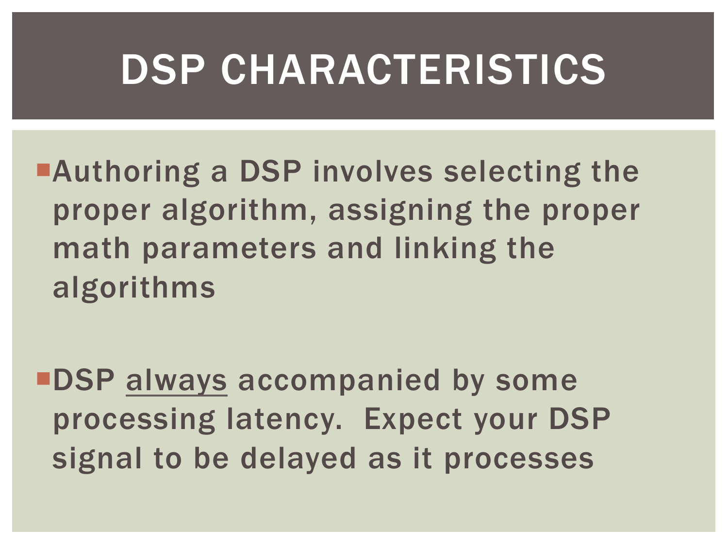# DSP CHARACTERISTICS

- Authoring a DSP involves selecting the proper algorithm, assigning the proper math parameters and linking the algorithms

- DSP <u>always</u> accompanied by some processing latency.  Expect your DSP signal to be delayed as it processes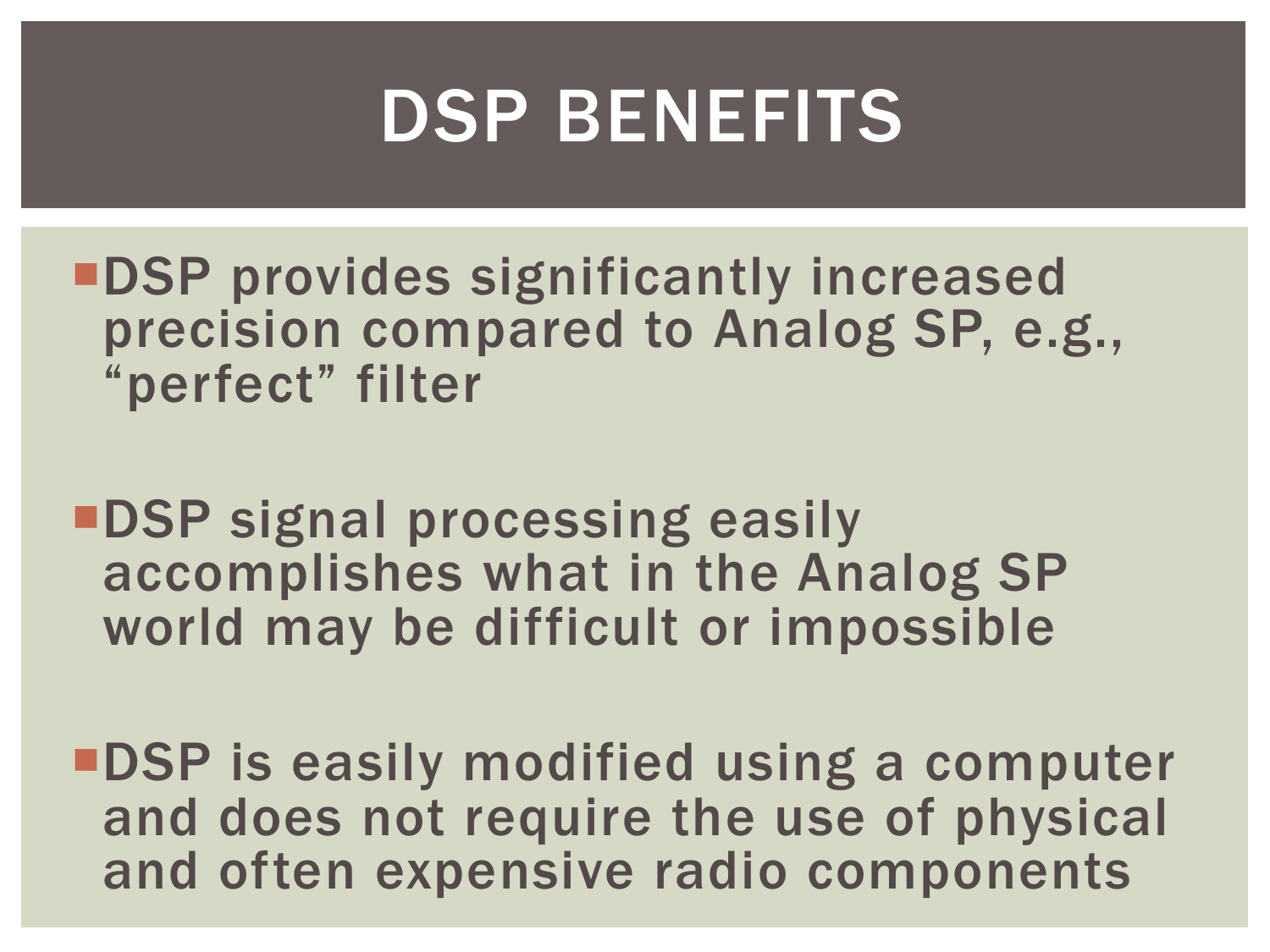# DSP BENEFITS

- DSP provides significantly increased precision compared to Analog SP, e.g., "perfect" filter
- DSP signal processing easily accomplishes what in the Analog SP world may be difficult or impossible
- DSP is easily modified using a computer and does not require the use of physical and often expensive radio components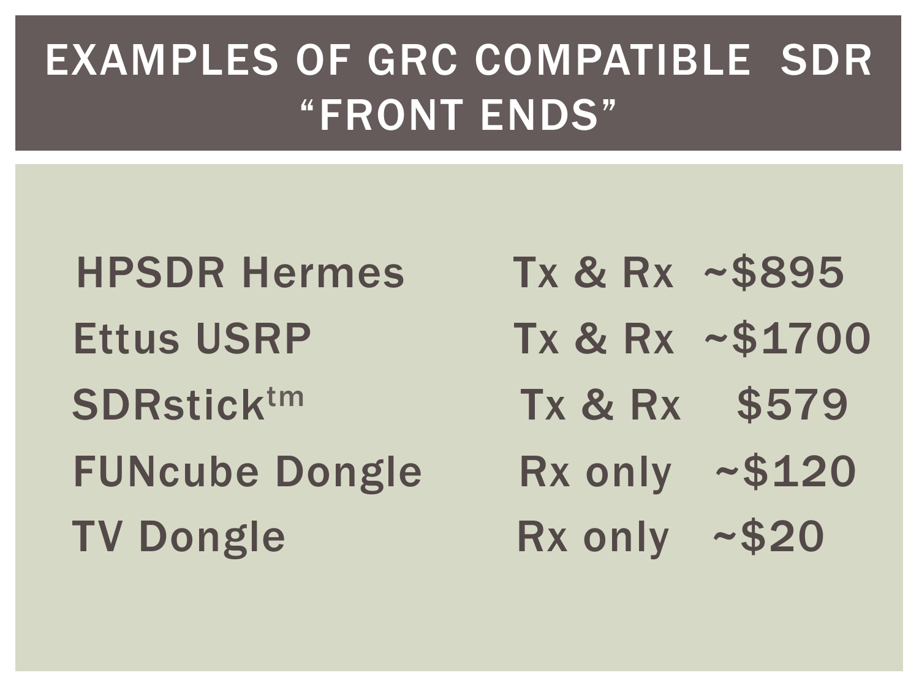# EXAMPLES OF GRC COMPATIBLE SDR "FRONT ENDS"

| | | |
|---|---|---|
| HPSDR Hermes | Tx & Rx | ~$895 |
| Ettus USRP | Tx & Rx | ~$1700 |
| SDRstick[tm] | Tx & Rx | $579 |
| FUNcube Dongle | Rx only | ~$120 |
| TV Dongle | Rx only | ~$20 |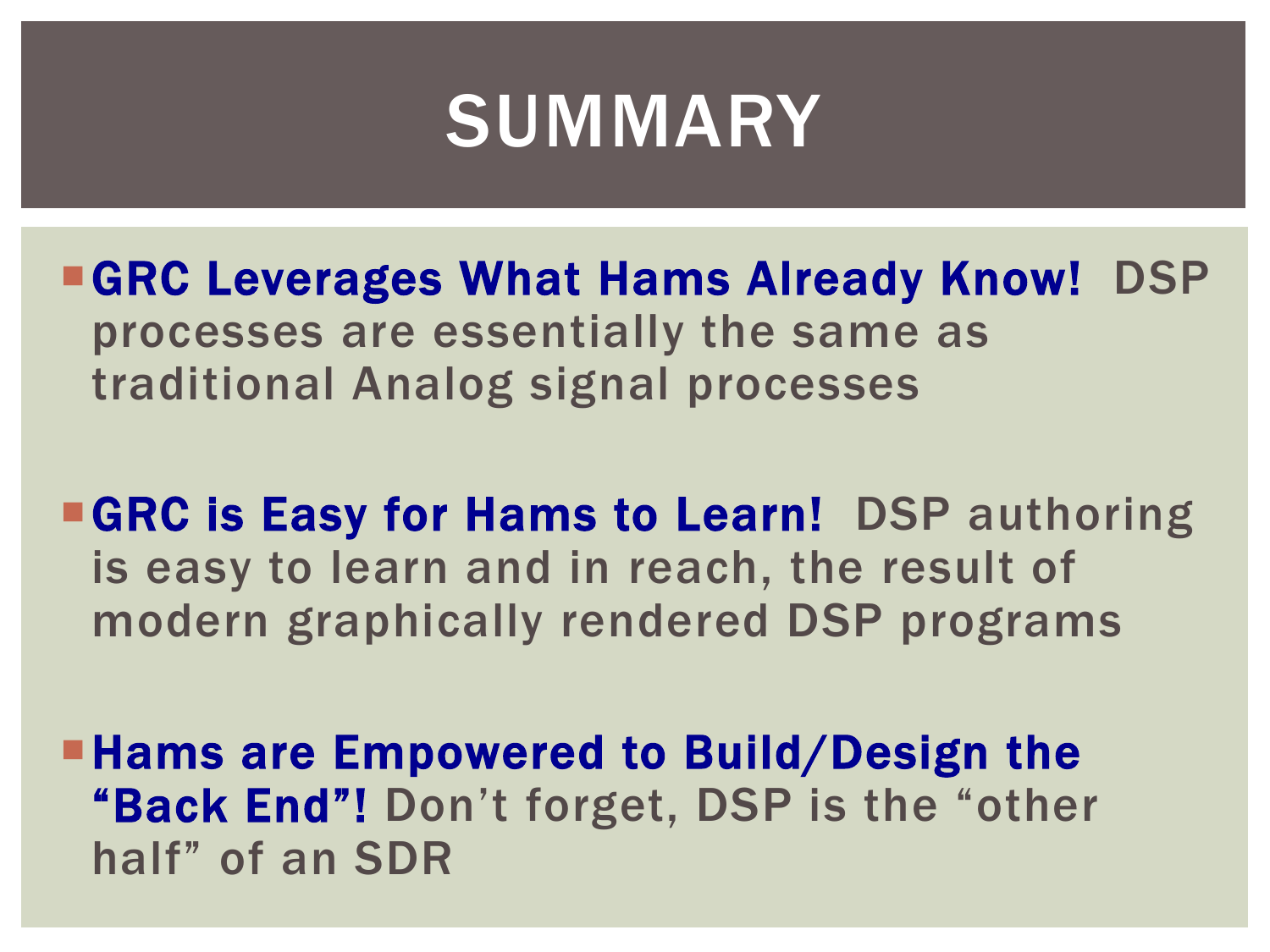# SUMMARY

- **GRC Leverages What Hams Already Know!** DSP processes are essentially the same as traditional Analog signal processes

- **GRC is Easy for Hams to Learn!** DSP authoring is easy to learn and in reach, the result of modern graphically rendered DSP programs

- **Hams are Empowered to Build/Design the "Back End"!** Don't forget, DSP is the "other half" of an SDR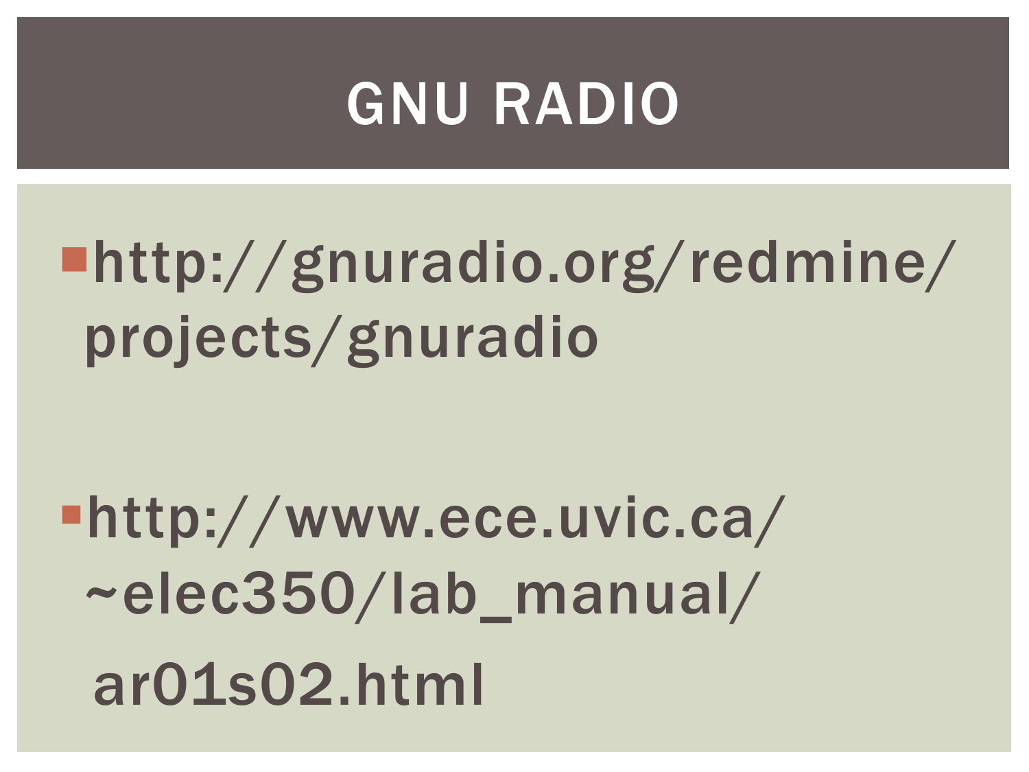# GNU RADIO

- http://gnuradio.org/redmine/projects/gnuradio

- http://www.ece.uvic.ca/~elec350/lab_manual/ar01s02.html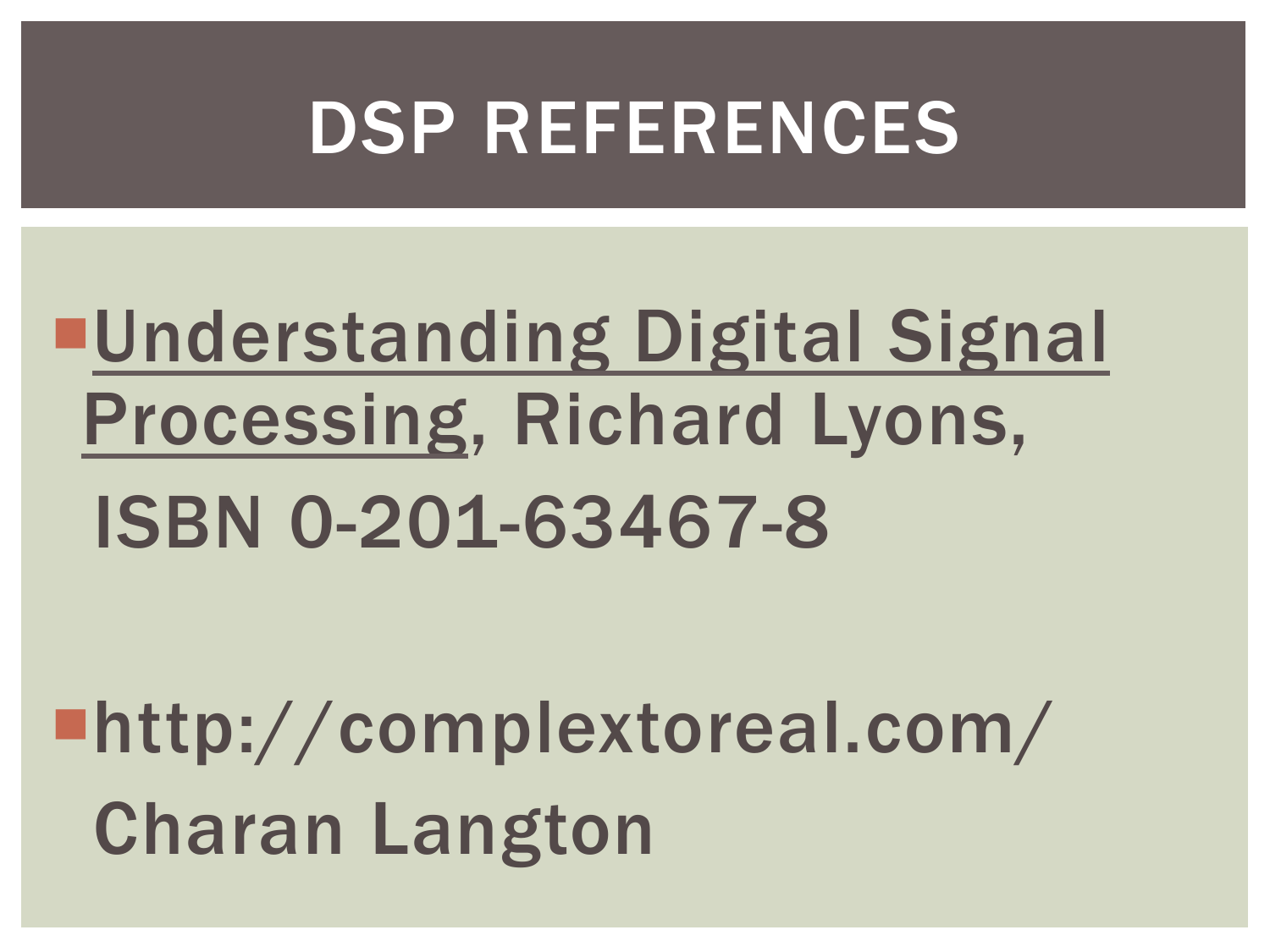# DSP REFERENCES

- Understanding Digital Signal Processing, Richard Lyons, ISBN 0-201-63467-8

- http://complextoreal.com/ Charan Langton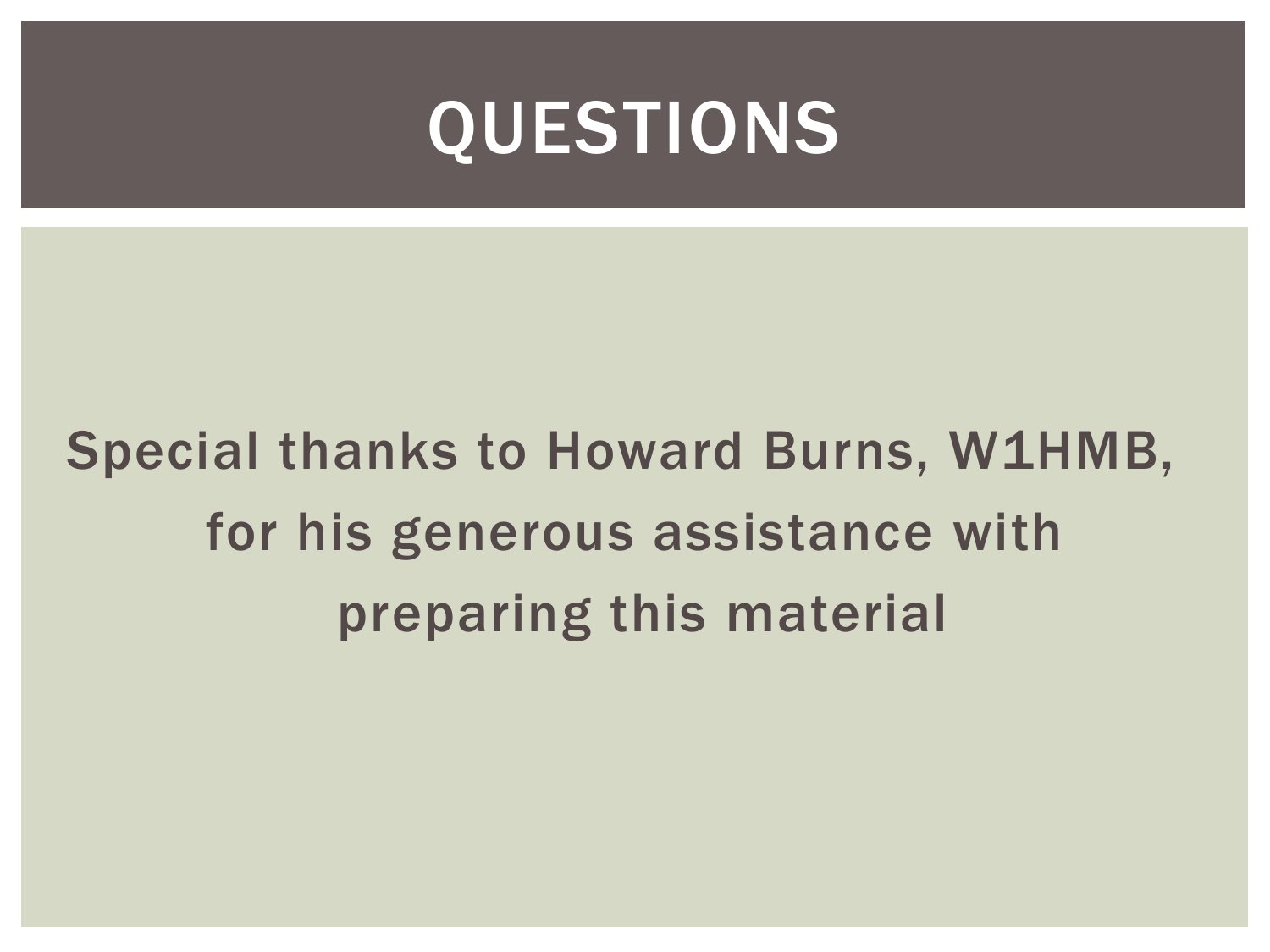# QUESTIONS

Special thanks to Howard Burns, W1HMB, for his generous assistance with preparing this material